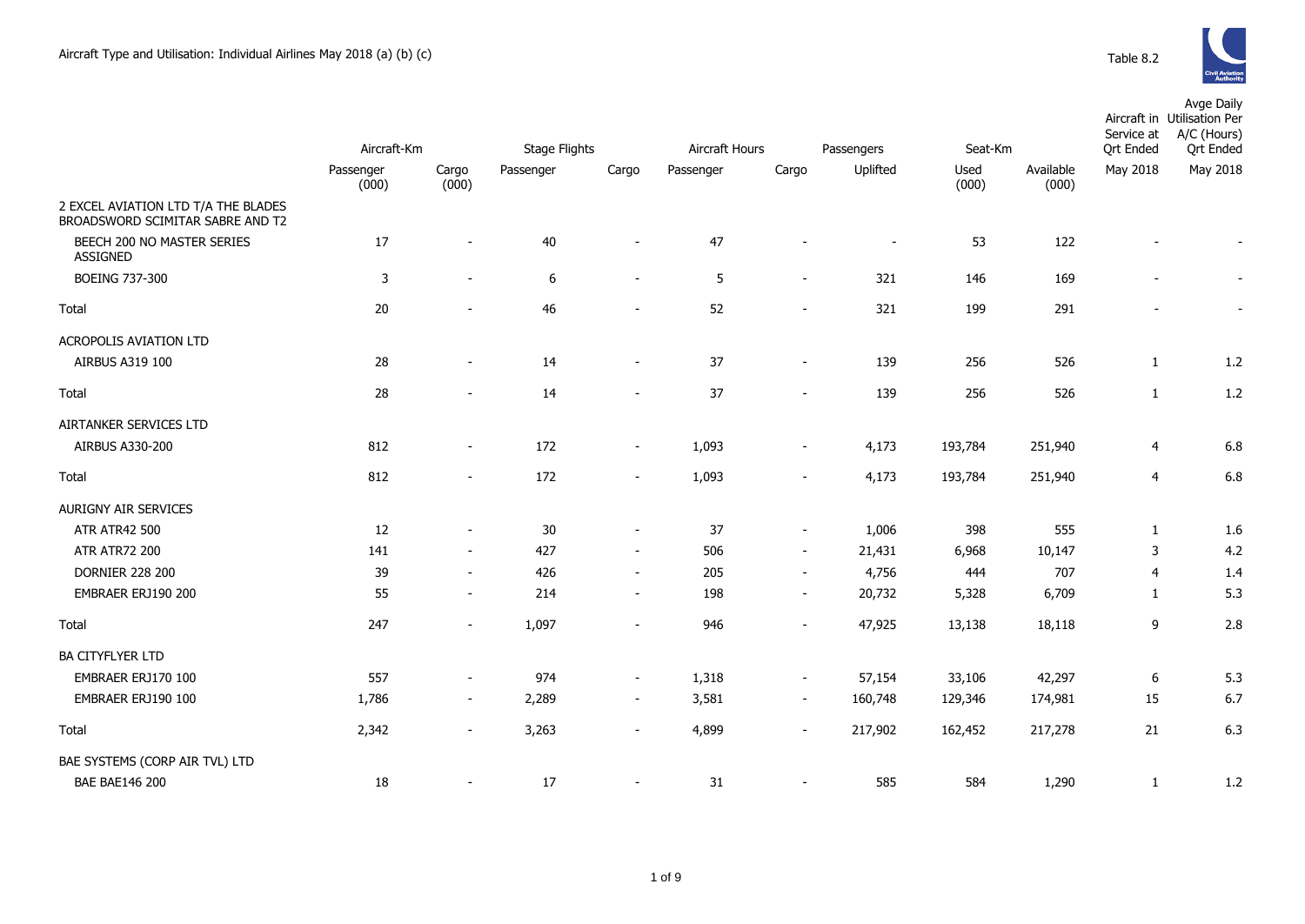# Aircraft Type and Utilisation: Individual Airlines May 2018 (a) (b) (c)

Table 8.2

| | Aircraft-Km | | Stage Flights | | Aircraft Hours | | Passengers | Seat-Km | | Aircraft in Service at Qrt Ended | Avge Daily Utilisation Per A/C (Hours) Qrt Ended |
|---|---|---|---|---|---|---|---|---|---|---|---|
| | Passenger (000) | Cargo (000) | Passenger | Cargo | Passenger | Cargo | Uplifted | Used (000) | Available (000) | May 2018 | May 2018 |
| 2 EXCEL AVIATION LTD T/A THE BLADES BROADSWORD SCIMITAR SABRE AND T2 | | | | | | | | | | | |
| BEECH 200 NO MASTER SERIES ASSIGNED | 17 | - | 40 | - | 47 | - | - | 53 | 122 | - | - |
| BOEING 737-300 | 3 | - | 6 | - | 5 | - | 321 | 146 | 169 | - | - |
| Total | 20 | - | 46 | - | 52 | - | 321 | 199 | 291 | - | - |
| ACROPOLIS AVIATION LTD | | | | | | | | | | | |
| AIRBUS A319 100 | 28 | - | 14 | - | 37 | - | 139 | 256 | 526 | 1 | 1.2 |
| Total | 28 | - | 14 | - | 37 | - | 139 | 256 | 526 | 1 | 1.2 |
| AIRTANKER SERVICES LTD | | | | | | | | | | | |
| AIRBUS A330-200 | 812 | - | 172 | - | 1,093 | - | 4,173 | 193,784 | 251,940 | 4 | 6.8 |
| Total | 812 | - | 172 | - | 1,093 | - | 4,173 | 193,784 | 251,940 | 4 | 6.8 |
| AURIGNY AIR SERVICES | | | | | | | | | | | |
| ATR ATR42 500 | 12 | - | 30 | - | 37 | - | 1,006 | 398 | 555 | 1 | 1.6 |
| ATR ATR72 200 | 141 | - | 427 | - | 506 | - | 21,431 | 6,968 | 10,147 | 3 | 4.2 |
| DORNIER 228 200 | 39 | - | 426 | - | 205 | - | 4,756 | 444 | 707 | 4 | 1.4 |
| EMBRAER ERJ190 200 | 55 | - | 214 | - | 198 | - | 20,732 | 5,328 | 6,709 | 1 | 5.3 |
| Total | 247 | - | 1,097 | - | 946 | - | 47,925 | 13,138 | 18,118 | 9 | 2.8 |
| BA CITYFLYER LTD | | | | | | | | | | | |
| EMBRAER ERJ170 100 | 557 | - | 974 | - | 1,318 | - | 57,154 | 33,106 | 42,297 | 6 | 5.3 |
| EMBRAER ERJ190 100 | 1,786 | - | 2,289 | - | 3,581 | - | 160,748 | 129,346 | 174,981 | 15 | 6.7 |
| Total | 2,342 | - | 3,263 | - | 4,899 | - | 217,902 | 162,452 | 217,278 | 21 | 6.3 |
| BAE SYSTEMS (CORP AIR TVL) LTD | | | | | | | | | | | |
| BAE BAE146 200 | 18 | - | 17 | - | 31 | - | 585 | 584 | 1,290 | 1 | 1.2 |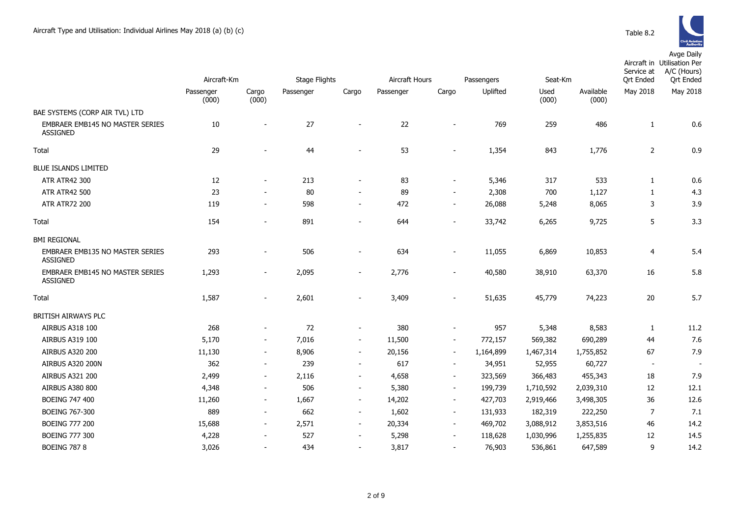Aircraft Type and Utilisation: Individual Airlines May 2018 (a) (b) (c)

Table 8.2

| | Aircraft-Km | | Stage Flights | | Aircraft Hours | | Passengers | Seat-Km | | Aircraft in Service at Qrt Ended | Avge Daily Utilisation Per A/C (Hours) Qrt Ended |
|---|---|---|---|---|---|---|---|---|---|---|---|
| | Passenger (000) | Cargo (000) | Passenger | Cargo | Passenger | Cargo | Uplifted | Used (000) | Available (000) | May 2018 | May 2018 |
| BAE SYSTEMS (CORP AIR TVL) LTD | | | | | | | | | | | |
| EMBRAER EMB145 NO MASTER SERIES ASSIGNED | 10 | - | 27 | - | 22 | - | 769 | 259 | 486 | 1 | 0.6 |
| Total | 29 | - | 44 | - | 53 | - | 1,354 | 843 | 1,776 | 2 | 0.9 |
| BLUE ISLANDS LIMITED | | | | | | | | | | | |
| ATR ATR42 300 | 12 | - | 213 | - | 83 | - | 5,346 | 317 | 533 | 1 | 0.6 |
| ATR ATR42 500 | 23 | - | 80 | - | 89 | - | 2,308 | 700 | 1,127 | 1 | 4.3 |
| ATR ATR72 200 | 119 | - | 598 | - | 472 | - | 26,088 | 5,248 | 8,065 | 3 | 3.9 |
| Total | 154 | - | 891 | - | 644 | - | 33,742 | 6,265 | 9,725 | 5 | 3.3 |
| BMI REGIONAL | | | | | | | | | | | |
| EMBRAER EMB135 NO MASTER SERIES ASSIGNED | 293 | - | 506 | - | 634 | - | 11,055 | 6,869 | 10,853 | 4 | 5.4 |
| EMBRAER EMB145 NO MASTER SERIES ASSIGNED | 1,293 | - | 2,095 | - | 2,776 | - | 40,580 | 38,910 | 63,370 | 16 | 5.8 |
| Total | 1,587 | - | 2,601 | - | 3,409 | - | 51,635 | 45,779 | 74,223 | 20 | 5.7 |
| BRITISH AIRWAYS PLC | | | | | | | | | | | |
| AIRBUS A318 100 | 268 | - | 72 | - | 380 | - | 957 | 5,348 | 8,583 | 1 | 11.2 |
| AIRBUS A319 100 | 5,170 | - | 7,016 | - | 11,500 | - | 772,157 | 569,382 | 690,289 | 44 | 7.6 |
| AIRBUS A320 200 | 11,130 | - | 8,906 | - | 20,156 | - | 1,164,899 | 1,467,314 | 1,755,852 | 67 | 7.9 |
| AIRBUS A320 200N | 362 | - | 239 | - | 617 | - | 34,951 | 52,955 | 60,727 | - | - |
| AIRBUS A321 200 | 2,499 | - | 2,116 | - | 4,658 | - | 323,569 | 366,483 | 455,343 | 18 | 7.9 |
| AIRBUS A380 800 | 4,348 | - | 506 | - | 5,380 | - | 199,739 | 1,710,592 | 2,039,310 | 12 | 12.1 |
| BOEING 747 400 | 11,260 | - | 1,667 | - | 14,202 | - | 427,703 | 2,919,466 | 3,498,305 | 36 | 12.6 |
| BOEING 767-300 | 889 | - | 662 | - | 1,602 | - | 131,933 | 182,319 | 222,250 | 7 | 7.1 |
| BOEING 777 200 | 15,688 | - | 2,571 | - | 20,334 | - | 469,702 | 3,088,912 | 3,853,516 | 46 | 14.2 |
| BOEING 777 300 | 4,228 | - | 527 | - | 5,298 | - | 118,628 | 1,030,996 | 1,255,835 | 12 | 14.5 |
| BOEING 787 8 | 3,026 | - | 434 | - | 3,817 | - | 76,903 | 536,861 | 647,589 | 9 | 14.2 |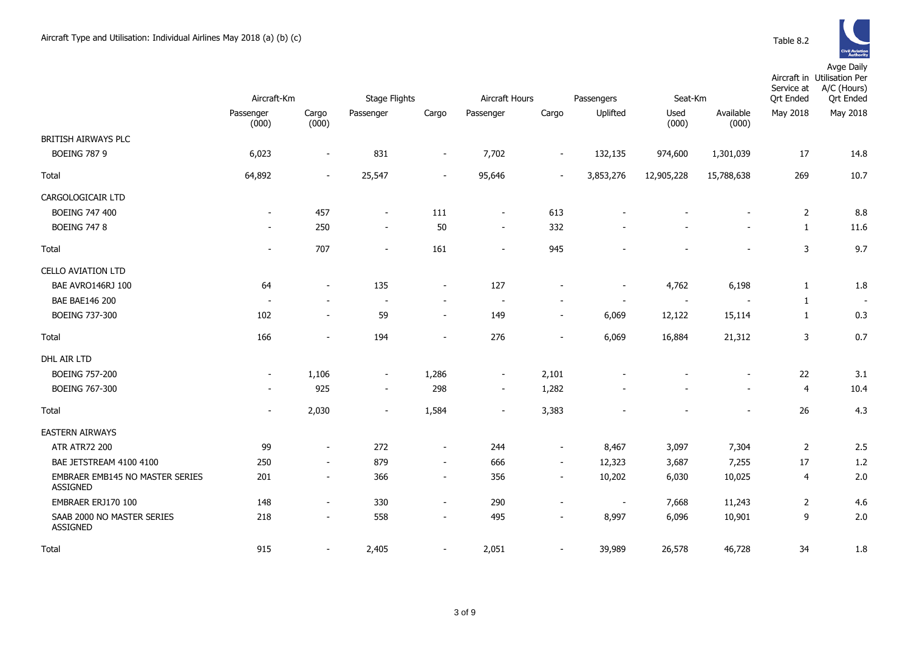Aircraft Type and Utilisation: Individual Airlines May 2018 (a) (b) (c)

Table 8.2

| | Aircraft-Km | | Stage Flights | | Aircraft Hours | | Passengers | Seat-Km | | Aircraft in Service at Qrt Ended | Avge Daily Utilisation Per A/C (Hours) Qrt Ended |
|---|---|---|---|---|---|---|---|---|---|---|---|
| | Passenger (000) | Cargo (000) | Passenger | Cargo | Passenger | Cargo | Uplifted | Used (000) | Available (000) | May 2018 | May 2018 |
| BRITISH AIRWAYS PLC | | | | | | | | | | | |
| BOEING 787 9 | 6,023 | - | 831 | - | 7,702 | - | 132,135 | 974,600 | 1,301,039 | 17 | 14.8 |
| Total | 64,892 | - | 25,547 | - | 95,646 | - | 3,853,276 | 12,905,228 | 15,788,638 | 269 | 10.7 |
| CARGOLOGICAIR LTD | | | | | | | | | | | |
| BOEING 747 400 | - | 457 | - | 111 | - | 613 | - | - | - | 2 | 8.8 |
| BOEING 747 8 | - | 250 | - | 50 | - | 332 | - | - | - | 1 | 11.6 |
| Total | - | 707 | - | 161 | - | 945 | - | - | - | 3 | 9.7 |
| CELLO AVIATION LTD | | | | | | | | | | | |
| BAE AVRO146RJ 100 | 64 | - | 135 | - | 127 | - | - | 4,762 | 6,198 | 1 | 1.8 |
| BAE BAE146 200 | - | - | - | - | - | - | - | - | - | 1 | - |
| BOEING 737-300 | 102 | - | 59 | - | 149 | - | 6,069 | 12,122 | 15,114 | 1 | 0.3 |
| Total | 166 | - | 194 | - | 276 | - | 6,069 | 16,884 | 21,312 | 3 | 0.7 |
| DHL AIR LTD | | | | | | | | | | | |
| BOEING 757-200 | - | 1,106 | - | 1,286 | - | 2,101 | - | - | - | 22 | 3.1 |
| BOEING 767-300 | - | 925 | - | 298 | - | 1,282 | - | - | - | 4 | 10.4 |
| Total | - | 2,030 | - | 1,584 | - | 3,383 | - | - | - | 26 | 4.3 |
| EASTERN AIRWAYS | | | | | | | | | | | |
| ATR ATR72 200 | 99 | - | 272 | - | 244 | - | 8,467 | 3,097 | 7,304 | 2 | 2.5 |
| BAE JETSTREAM 4100 4100 | 250 | - | 879 | - | 666 | - | 12,323 | 3,687 | 7,255 | 17 | 1.2 |
| EMBRAER EMB145 NO MASTER SERIES ASSIGNED | 201 | - | 366 | - | 356 | - | 10,202 | 6,030 | 10,025 | 4 | 2.0 |
| EMBRAER ERJ170 100 | 148 | - | 330 | - | 290 | - | - | 7,668 | 11,243 | 2 | 4.6 |
| SAAB 2000 NO MASTER SERIES ASSIGNED | 218 | - | 558 | - | 495 | - | 8,997 | 6,096 | 10,901 | 9 | 2.0 |
| Total | 915 | - | 2,405 | - | 2,051 | - | 39,989 | 26,578 | 46,728 | 34 | 1.8 |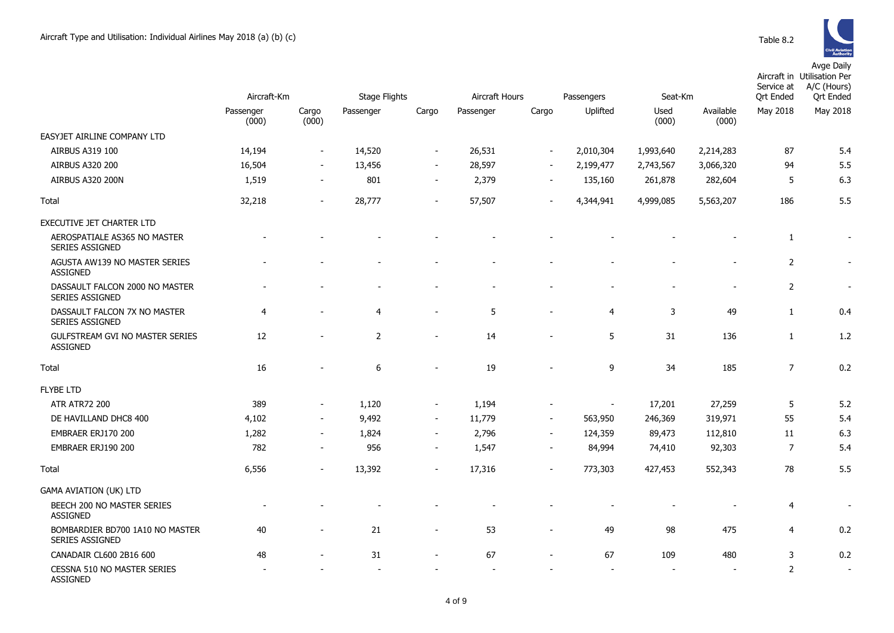Aircraft Type and Utilisation: Individual Airlines May 2018 (a) (b) (c)

Table 8.2

| | Aircraft-Km | | Stage Flights | | Aircraft Hours | | Passengers | Seat-Km | | Aircraft in Service at Qrt Ended | Avge Daily Utilisation Per A/C (Hours) Qrt Ended |
|---|---|---|---|---|---|---|---|---|---|---|---|
| | Passenger (000) | Cargo (000) | Passenger | Cargo | Passenger | Cargo | Uplifted | Used (000) | Available (000) | May 2018 | May 2018 |
| EASYJET AIRLINE COMPANY LTD | | | | | | | | | | | |
| AIRBUS A319 100 | 14,194 | - | 14,520 | - | 26,531 | - | 2,010,304 | 1,993,640 | 2,214,283 | 87 | 5.4 |
| AIRBUS A320 200 | 16,504 | - | 13,456 | - | 28,597 | - | 2,199,477 | 2,743,567 | 3,066,320 | 94 | 5.5 |
| AIRBUS A320 200N | 1,519 | - | 801 | - | 2,379 | - | 135,160 | 261,878 | 282,604 | 5 | 6.3 |
| Total | 32,218 | - | 28,777 | - | 57,507 | - | 4,344,941 | 4,999,085 | 5,563,207 | 186 | 5.5 |
| EXECUTIVE JET CHARTER LTD | | | | | | | | | | | |
| AEROSPATIALE AS365 NO MASTER SERIES ASSIGNED | - | - | - | - | - | - | - | - | - | 1 | - |
| AGUSTA AW139 NO MASTER SERIES ASSIGNED | - | - | - | - | - | - | - | - | - | 2 | - |
| DASSAULT FALCON 2000 NO MASTER SERIES ASSIGNED | - | - | - | - | - | - | - | - | - | 2 | - |
| DASSAULT FALCON 7X NO MASTER SERIES ASSIGNED | 4 | - | 4 | - | 5 | - | 4 | 3 | 49 | 1 | 0.4 |
| GULFSTREAM GVI NO MASTER SERIES ASSIGNED | 12 | - | 2 | - | 14 | - | 5 | 31 | 136 | 1 | 1.2 |
| Total | 16 | - | 6 | - | 19 | - | 9 | 34 | 185 | 7 | 0.2 |
| FLYBE LTD | | | | | | | | | | | |
| ATR ATR72 200 | 389 | - | 1,120 | - | 1,194 | - | - | 17,201 | 27,259 | 5 | 5.2 |
| DE HAVILLAND DHC8 400 | 4,102 | - | 9,492 | - | 11,779 | - | 563,950 | 246,369 | 319,971 | 55 | 5.4 |
| EMBRAER ERJ170 200 | 1,282 | - | 1,824 | - | 2,796 | - | 124,359 | 89,473 | 112,810 | 11 | 6.3 |
| EMBRAER ERJ190 200 | 782 | - | 956 | - | 1,547 | - | 84,994 | 74,410 | 92,303 | 7 | 5.4 |
| Total | 6,556 | - | 13,392 | - | 17,316 | - | 773,303 | 427,453 | 552,343 | 78 | 5.5 |
| GAMA AVIATION (UK) LTD | | | | | | | | | | | |
| BEECH 200 NO MASTER SERIES ASSIGNED | - | - | - | - | - | - | - | - | - | 4 | - |
| BOMBARDIER BD700 1A10 NO MASTER SERIES ASSIGNED | 40 | - | 21 | - | 53 | - | 49 | 98 | 475 | 4 | 0.2 |
| CANADAIR CL600 2B16 600 | 48 | - | 31 | - | 67 | - | 67 | 109 | 480 | 3 | 0.2 |
| CESSNA 510 NO MASTER SERIES ASSIGNED | - | - | - | - | - | - | - | - | - | 2 | - |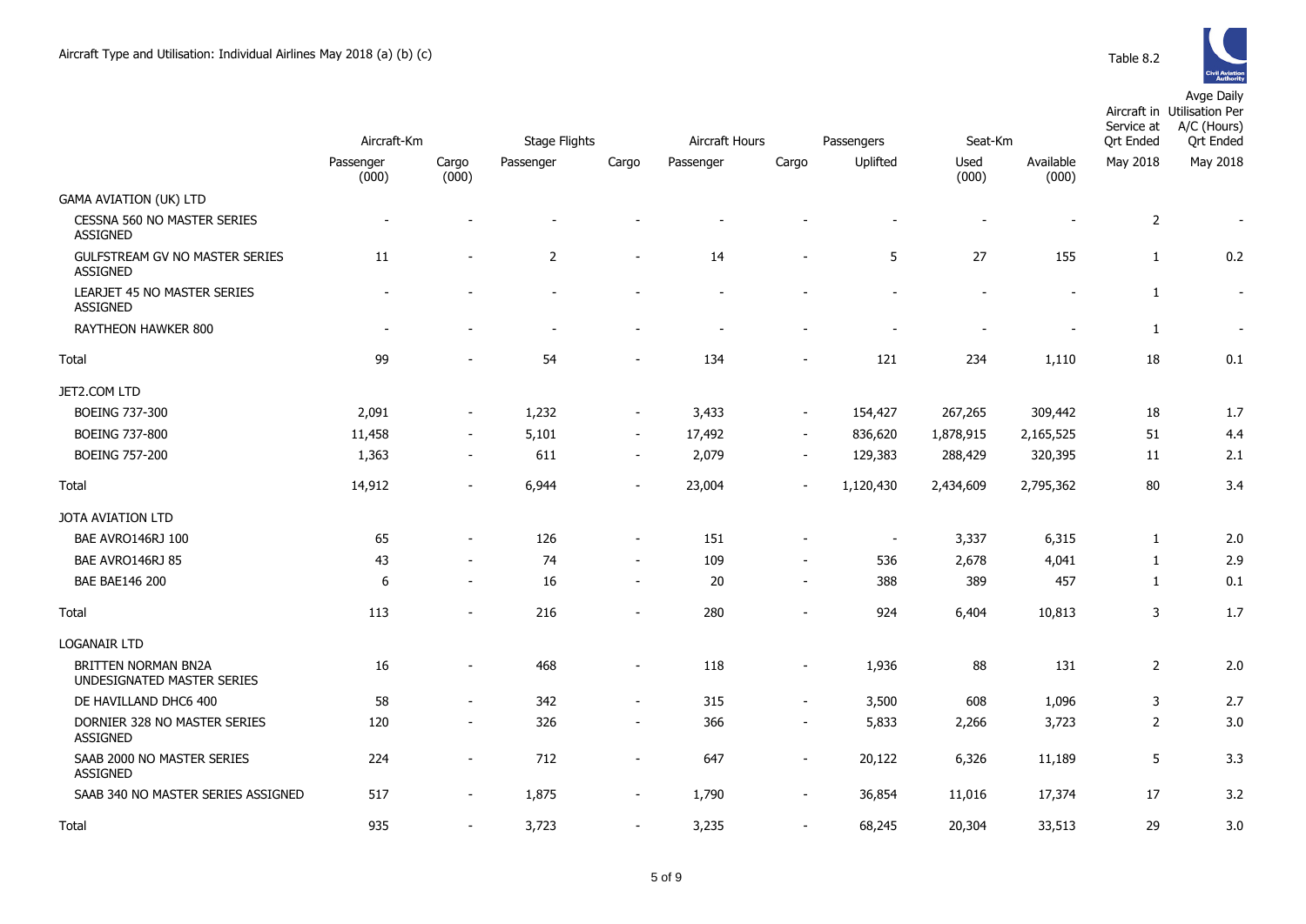Aircraft Type and Utilisation: Individual Airlines May 2018 (a) (b) (c)

Table 8.2

| | Aircraft-Km | | Stage Flights | | Aircraft Hours | | Passengers | Seat-Km | | Aircraft in Service at Qrt Ended | Avge Daily Utilisation Per A/C (Hours) Qrt Ended |
|---|---|---|---|---|---|---|---|---|---|---|---|
| | Passenger (000) | Cargo (000) | Passenger | Cargo | Passenger | Cargo | Uplifted | Used (000) | Available (000) | May 2018 | May 2018 |
| GAMA AVIATION (UK) LTD | | | | | | | | | | | |
| CESSNA 560 NO MASTER SERIES ASSIGNED | - | - | - | - | - | - | - | - | - | 2 | - |
| GULFSTREAM GV NO MASTER SERIES ASSIGNED | 11 | - | 2 | - | 14 | - | 5 | 27 | 155 | 1 | 0.2 |
| LEARJET 45 NO MASTER SERIES ASSIGNED | - | - | - | - | - | - | - | - | - | 1 | - |
| RAYTHEON HAWKER 800 | - | - | - | - | - | - | - | - | - | 1 | - |
| Total | 99 | - | 54 | - | 134 | - | 121 | 234 | 1,110 | 18 | 0.1 |
| JET2.COM LTD | | | | | | | | | | | |
| BOEING 737-300 | 2,091 | - | 1,232 | - | 3,433 | - | 154,427 | 267,265 | 309,442 | 18 | 1.7 |
| BOEING 737-800 | 11,458 | - | 5,101 | - | 17,492 | - | 836,620 | 1,878,915 | 2,165,525 | 51 | 4.4 |
| BOEING 757-200 | 1,363 | - | 611 | - | 2,079 | - | 129,383 | 288,429 | 320,395 | 11 | 2.1 |
| Total | 14,912 | - | 6,944 | - | 23,004 | - | 1,120,430 | 2,434,609 | 2,795,362 | 80 | 3.4 |
| JOTA AVIATION LTD | | | | | | | | | | | |
| BAE AVRO146RJ 100 | 65 | - | 126 | - | 151 | - | - | 3,337 | 6,315 | 1 | 2.0 |
| BAE AVRO146RJ 85 | 43 | - | 74 | - | 109 | - | 536 | 2,678 | 4,041 | 1 | 2.9 |
| BAE BAE146 200 | 6 | - | 16 | - | 20 | - | 388 | 389 | 457 | 1 | 0.1 |
| Total | 113 | - | 216 | - | 280 | - | 924 | 6,404 | 10,813 | 3 | 1.7 |
| LOGANAIR LTD | | | | | | | | | | | |
| BRITTEN NORMAN BN2A UNDESIGNATED MASTER SERIES | 16 | - | 468 | - | 118 | - | 1,936 | 88 | 131 | 2 | 2.0 |
| DE HAVILLAND DHC6 400 | 58 | - | 342 | - | 315 | - | 3,500 | 608 | 1,096 | 3 | 2.7 |
| DORNIER 328 NO MASTER SERIES ASSIGNED | 120 | - | 326 | - | 366 | - | 5,833 | 2,266 | 3,723 | 2 | 3.0 |
| SAAB 2000 NO MASTER SERIES ASSIGNED | 224 | - | 712 | - | 647 | - | 20,122 | 6,326 | 11,189 | 5 | 3.3 |
| SAAB 340 NO MASTER SERIES ASSIGNED | 517 | - | 1,875 | - | 1,790 | - | 36,854 | 11,016 | 17,374 | 17 | 3.2 |
| Total | 935 | - | 3,723 | - | 3,235 | - | 68,245 | 20,304 | 33,513 | 29 | 3.0 |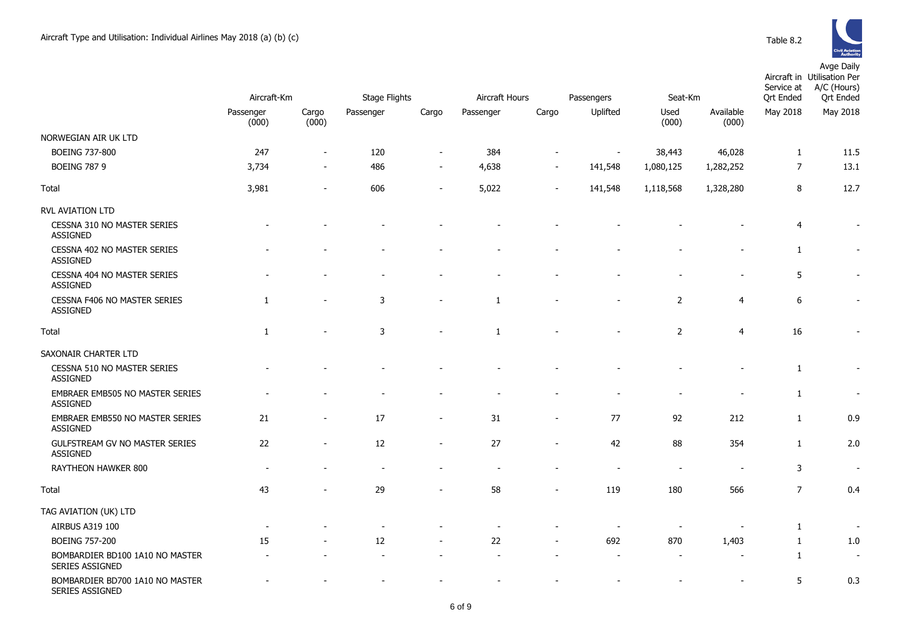Aircraft Type and Utilisation: Individual Airlines May 2018 (a) (b) (c)

Table 8.2

| | Aircraft-Km | | Stage Flights | | Aircraft Hours | | Passengers | Seat-Km | | Aircraft in Service at Qrt Ended | Avge Daily Utilisation Per A/C (Hours) Qrt Ended |
|---|---|---|---|---|---|---|---|---|---|---|---|
| | Passenger (000) | Cargo (000) | Passenger | Cargo | Passenger | Cargo | Uplifted | Used (000) | Available (000) | May 2018 | May 2018 |
| NORWEGIAN AIR UK LTD | | | | | | | | | | | |
| BOEING 737-800 | 247 | - | 120 | - | 384 | - | - | 38,443 | 46,028 | 1 | 11.5 |
| BOEING 787 9 | 3,734 | - | 486 | - | 4,638 | - | 141,548 | 1,080,125 | 1,282,252 | 7 | 13.1 |
| Total | 3,981 | - | 606 | - | 5,022 | - | 141,548 | 1,118,568 | 1,328,280 | 8 | 12.7 |
| RVL AVIATION LTD | | | | | | | | | | | |
| CESSNA 310 NO MASTER SERIES ASSIGNED | - | - | - | - | - | - | - | - | - | 4 | - |
| CESSNA 402 NO MASTER SERIES ASSIGNED | - | - | - | - | - | - | - | - | - | 1 | - |
| CESSNA 404 NO MASTER SERIES ASSIGNED | - | - | - | - | - | - | - | - | - | 5 | - |
| CESSNA F406 NO MASTER SERIES ASSIGNED | 1 | - | 3 | - | 1 | - | - | 2 | 4 | 6 | - |
| Total | 1 | - | 3 | - | 1 | - | - | 2 | 4 | 16 | - |
| SAXONAIR CHARTER LTD | | | | | | | | | | | |
| CESSNA 510 NO MASTER SERIES ASSIGNED | - | - | - | - | - | - | - | - | - | 1 | - |
| EMBRAER EMB505 NO MASTER SERIES ASSIGNED | - | - | - | - | - | - | - | - | - | 1 | - |
| EMBRAER EMB550 NO MASTER SERIES ASSIGNED | 21 | - | 17 | - | 31 | - | 77 | 92 | 212 | 1 | 0.9 |
| GULFSTREAM GV NO MASTER SERIES ASSIGNED | 22 | - | 12 | - | 27 | - | 42 | 88 | 354 | 1 | 2.0 |
| RAYTHEON HAWKER 800 | - | - | - | - | - | - | - | - | - | 3 | - |
| Total | 43 | - | 29 | - | 58 | - | 119 | 180 | 566 | 7 | 0.4 |
| TAG AVIATION (UK) LTD | | | | | | | | | | | |
| AIRBUS A319 100 | - | - | - | - | - | - | - | - | - | 1 | - |
| BOEING 757-200 | 15 | - | 12 | - | 22 | - | 692 | 870 | 1,403 | 1 | 1.0 |
| BOMBARDIER BD100 1A10 NO MASTER SERIES ASSIGNED | - | - | - | - | - | - | - | - | - | 1 | - |
| BOMBARDIER BD700 1A10 NO MASTER SERIES ASSIGNED | - | - | - | - | - | - | - | - | - | 5 | 0.3 |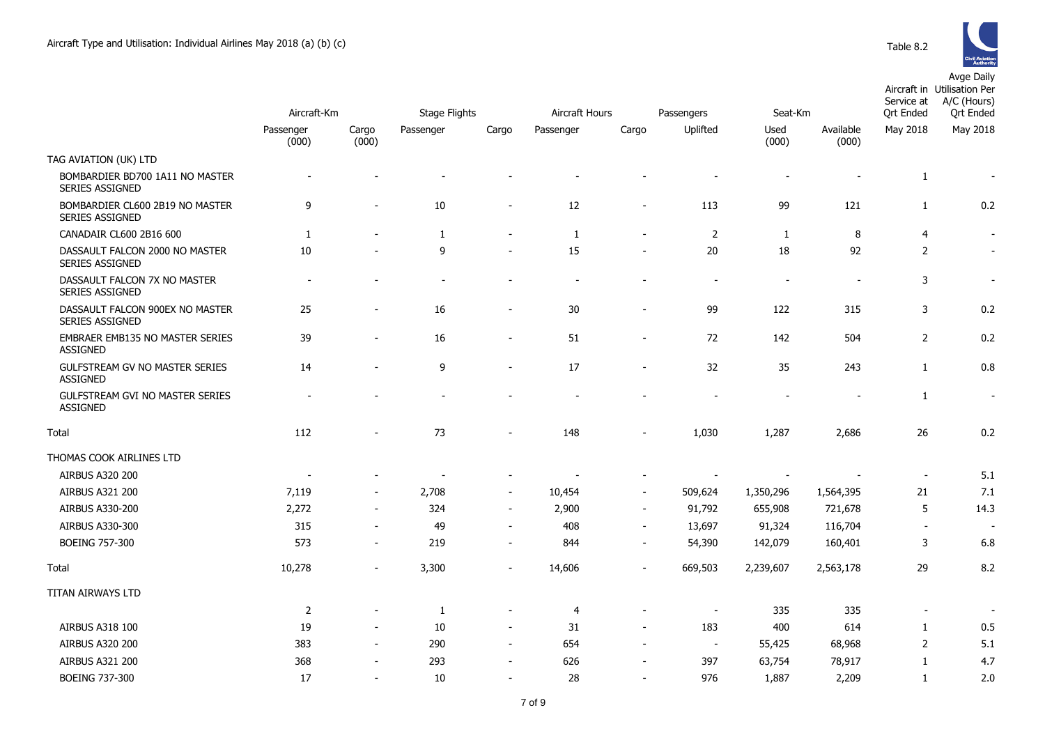Aircraft Type and Utilisation: Individual Airlines May 2018 (a) (b) (c)

Table 8.2

| | Aircraft-Km | | Stage Flights | | Aircraft Hours | | Passengers | Seat-Km | | Aircraft in Service at Qrt Ended | Avge Daily Utilisation Per A/C (Hours) Qrt Ended |
|---|---|---|---|---|---|---|---|---|---|---|---|
| | Passenger (000) | Cargo (000) | Passenger | Cargo | Passenger | Cargo | Uplifted | Used (000) | Available (000) | May 2018 | May 2018 |
| TAG AVIATION (UK) LTD | | | | | | | | | | | |
| BOMBARDIER BD700 1A11 NO MASTER SERIES ASSIGNED | - | - | - | - | - | - | - | - | - | 1 | - |
| BOMBARDIER CL600 2B19 NO MASTER SERIES ASSIGNED | 9 | - | 10 | - | 12 | - | 113 | 99 | 121 | 1 | 0.2 |
| CANADAIR CL600 2B16 600 | 1 | - | 1 | - | 1 | - | 2 | 1 | 8 | 4 | - |
| DASSAULT FALCON 2000 NO MASTER SERIES ASSIGNED | 10 | - | 9 | - | 15 | - | 20 | 18 | 92 | 2 | - |
| DASSAULT FALCON 7X NO MASTER SERIES ASSIGNED | - | - | - | - | - | - | - | - | - | 3 | - |
| DASSAULT FALCON 900EX NO MASTER SERIES ASSIGNED | 25 | - | 16 | - | 30 | - | 99 | 122 | 315 | 3 | 0.2 |
| EMBRAER EMB135 NO MASTER SERIES ASSIGNED | 39 | - | 16 | - | 51 | - | 72 | 142 | 504 | 2 | 0.2 |
| GULFSTREAM GV NO MASTER SERIES ASSIGNED | 14 | - | 9 | - | 17 | - | 32 | 35 | 243 | 1 | 0.8 |
| GULFSTREAM GVI NO MASTER SERIES ASSIGNED | - | - | - | - | - | - | - | - | - | 1 | - |
| Total | 112 | - | 73 | - | 148 | - | 1,030 | 1,287 | 2,686 | 26 | 0.2 |
| THOMAS COOK AIRLINES LTD | | | | | | | | | | | |
| AIRBUS A320 200 | - | - | - | - | - | - | - | - | - | - | 5.1 |
| AIRBUS A321 200 | 7,119 | - | 2,708 | - | 10,454 | - | 509,624 | 1,350,296 | 1,564,395 | 21 | 7.1 |
| AIRBUS A330-200 | 2,272 | - | 324 | - | 2,900 | - | 91,792 | 655,908 | 721,678 | 5 | 14.3 |
| AIRBUS A330-300 | 315 | - | 49 | - | 408 | - | 13,697 | 91,324 | 116,704 | - | - |
| BOEING 757-300 | 573 | - | 219 | - | 844 | - | 54,390 | 142,079 | 160,401 | 3 | 6.8 |
| Total | 10,278 | - | 3,300 | - | 14,606 | - | 669,503 | 2,239,607 | 2,563,178 | 29 | 8.2 |
| TITAN AIRWAYS LTD | | | | | | | | | | | |
| | 2 | - | 1 | - | 4 | - | - | 335 | 335 | - | - |
| AIRBUS A318 100 | 19 | - | 10 | - | 31 | - | 183 | 400 | 614 | 1 | 0.5 |
| AIRBUS A320 200 | 383 | - | 290 | - | 654 | - | - | 55,425 | 68,968 | 2 | 5.1 |
| AIRBUS A321 200 | 368 | - | 293 | - | 626 | - | 397 | 63,754 | 78,917 | 1 | 4.7 |
| BOEING 737-300 | 17 | - | 10 | - | 28 | - | 976 | 1,887 | 2,209 | 1 | 2.0 |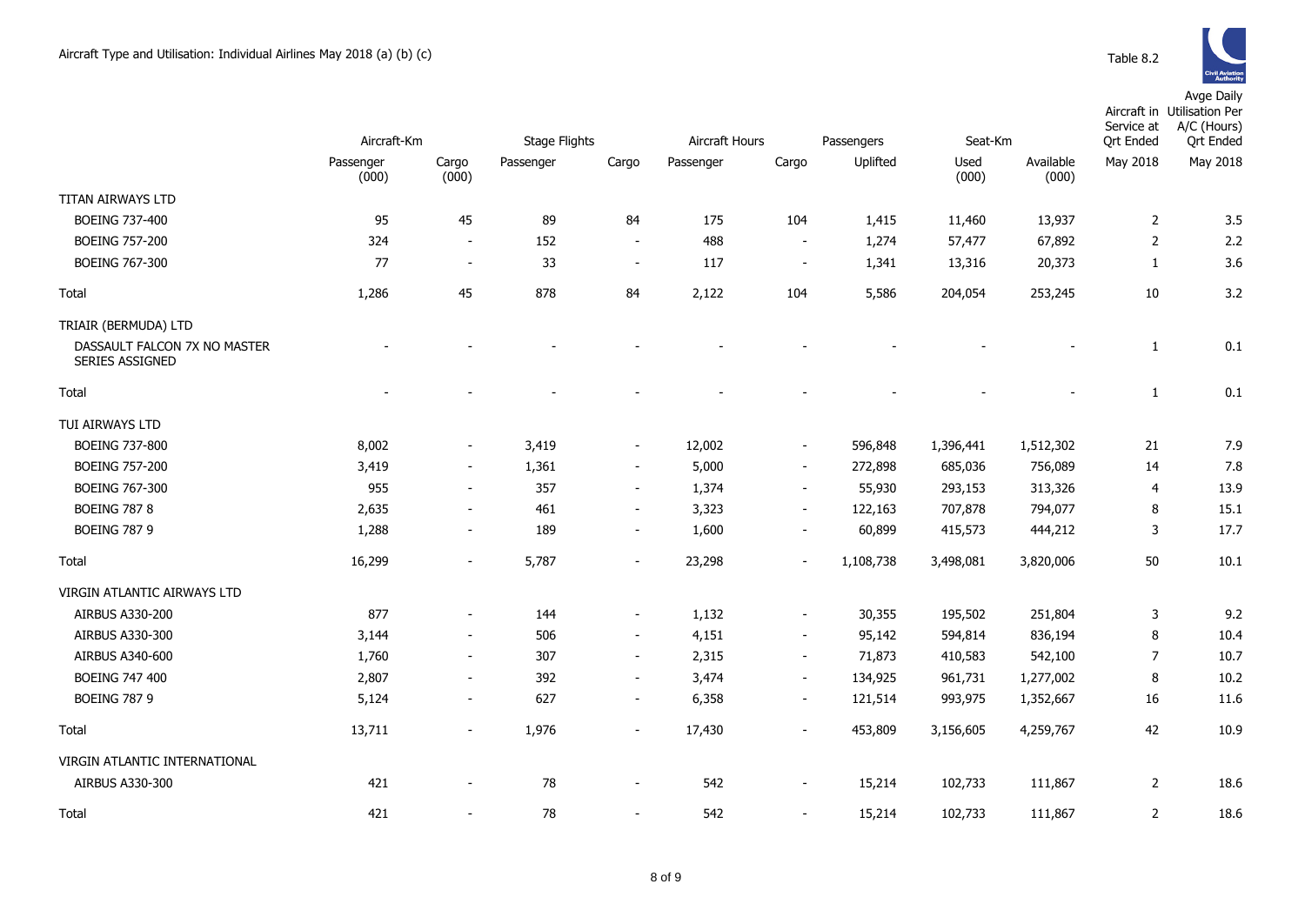Aircraft Type and Utilisation: Individual Airlines May 2018 (a) (b) (c)

Table 8.2

| | Aircraft-Km | | Stage Flights | | Aircraft Hours | | Passengers | Seat-Km | | Aircraft in Service at Qrt Ended | Avge Daily Utilisation Per A/C (Hours) Qrt Ended |
|---|---|---|---|---|---|---|---|---|---|---|---|
| | Passenger (000) | Cargo (000) | Passenger | Cargo | Passenger | Cargo | Uplifted | Used (000) | Available (000) | May 2018 | May 2018 |
| TITAN AIRWAYS LTD | | | | | | | | | | | |
| BOEING 737-400 | 95 | 45 | 89 | 84 | 175 | 104 | 1,415 | 11,460 | 13,937 | 2 | 3.5 |
| BOEING 757-200 | 324 | - | 152 | - | 488 | - | 1,274 | 57,477 | 67,892 | 2 | 2.2 |
| BOEING 767-300 | 77 | - | 33 | - | 117 | - | 1,341 | 13,316 | 20,373 | 1 | 3.6 |
| Total | 1,286 | 45 | 878 | 84 | 2,122 | 104 | 5,586 | 204,054 | 253,245 | 10 | 3.2 |
| TRIAIR (BERMUDA) LTD | | | | | | | | | | | |
| DASSAULT FALCON 7X NO MASTER SERIES ASSIGNED | - | - | - | - | - | - | - | - | - | 1 | 0.1 |
| Total | - | - | - | - | - | - | - | - | - | 1 | 0.1 |
| TUI AIRWAYS LTD | | | | | | | | | | | |
| BOEING 737-800 | 8,002 | - | 3,419 | - | 12,002 | - | 596,848 | 1,396,441 | 1,512,302 | 21 | 7.9 |
| BOEING 757-200 | 3,419 | - | 1,361 | - | 5,000 | - | 272,898 | 685,036 | 756,089 | 14 | 7.8 |
| BOEING 767-300 | 955 | - | 357 | - | 1,374 | - | 55,930 | 293,153 | 313,326 | 4 | 13.9 |
| BOEING 787 8 | 2,635 | - | 461 | - | 3,323 | - | 122,163 | 707,878 | 794,077 | 8 | 15.1 |
| BOEING 787 9 | 1,288 | - | 189 | - | 1,600 | - | 60,899 | 415,573 | 444,212 | 3 | 17.7 |
| Total | 16,299 | - | 5,787 | - | 23,298 | - | 1,108,738 | 3,498,081 | 3,820,006 | 50 | 10.1 |
| VIRGIN ATLANTIC AIRWAYS LTD | | | | | | | | | | | |
| AIRBUS A330-200 | 877 | - | 144 | - | 1,132 | - | 30,355 | 195,502 | 251,804 | 3 | 9.2 |
| AIRBUS A330-300 | 3,144 | - | 506 | - | 4,151 | - | 95,142 | 594,814 | 836,194 | 8 | 10.4 |
| AIRBUS A340-600 | 1,760 | - | 307 | - | 2,315 | - | 71,873 | 410,583 | 542,100 | 7 | 10.7 |
| BOEING 747 400 | 2,807 | - | 392 | - | 3,474 | - | 134,925 | 961,731 | 1,277,002 | 8 | 10.2 |
| BOEING 787 9 | 5,124 | - | 627 | - | 6,358 | - | 121,514 | 993,975 | 1,352,667 | 16 | 11.6 |
| Total | 13,711 | - | 1,976 | - | 17,430 | - | 453,809 | 3,156,605 | 4,259,767 | 42 | 10.9 |
| VIRGIN ATLANTIC INTERNATIONAL | | | | | | | | | | | |
| AIRBUS A330-300 | 421 | - | 78 | - | 542 | - | 15,214 | 102,733 | 111,867 | 2 | 18.6 |
| Total | 421 | - | 78 | - | 542 | - | 15,214 | 102,733 | 111,867 | 2 | 18.6 |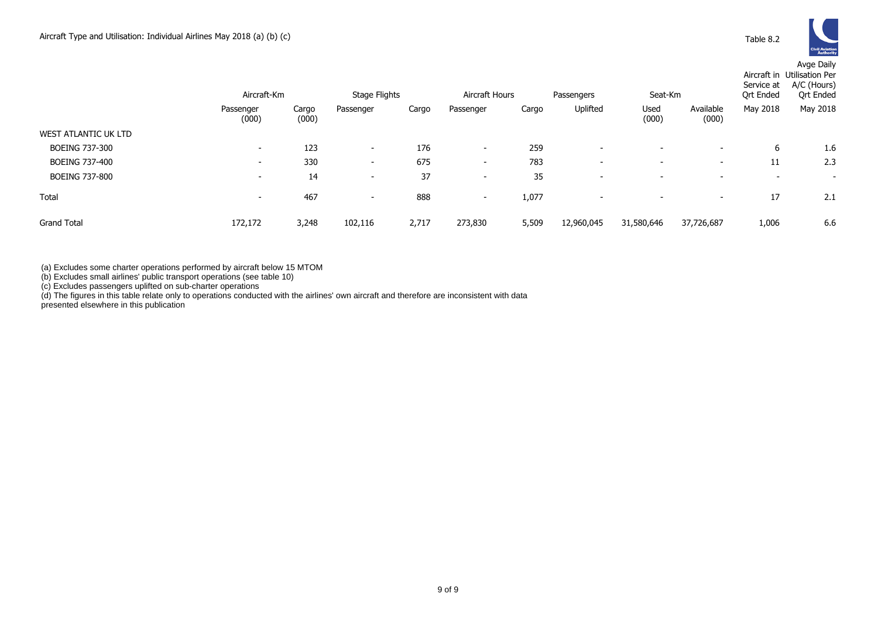Aircraft Type and Utilisation: Individual Airlines May 2018 (a) (b) (c)

Table 8.2

| | Aircraft-Km | | Stage Flights | | Aircraft Hours | | Passengers | Seat-Km | | Aircraft in Service at Qrt Ended | Avge Daily Utilisation Per A/C (Hours) Qrt Ended |
|---|---|---|---|---|---|---|---|---|---|---|---|
| | Passenger (000) | Cargo (000) | Passenger | Cargo | Passenger | Cargo | Uplifted | Used (000) | Available (000) | May 2018 | May 2018 |
| WEST ATLANTIC UK LTD | | | | | | | | | | | |
| BOEING 737-300 | - | 123 | - | 176 | - | 259 | - | - | - | 6 | 1.6 |
| BOEING 737-400 | - | 330 | - | 675 | - | 783 | - | - | - | 11 | 2.3 |
| BOEING 737-800 | - | 14 | - | 37 | - | 35 | - | - | - | - | - |
| Total | - | 467 | - | 888 | - | 1,077 | - | - | - | 17 | 2.1 |
| Grand Total | 172,172 | 3,248 | 102,116 | 2,717 | 273,830 | 5,509 | 12,960,045 | 31,580,646 | 37,726,687 | 1,006 | 6.6 |

(a) Excludes some charter operations performed by aircraft below 15 MTOM
(b) Excludes small airlines' public transport operations (see table 10)
(c) Excludes passengers uplifted on sub-charter operations
(d) The figures in this table relate only to operations conducted with the airlines' own aircraft and therefore are inconsistent with data presented elsewhere in this publication